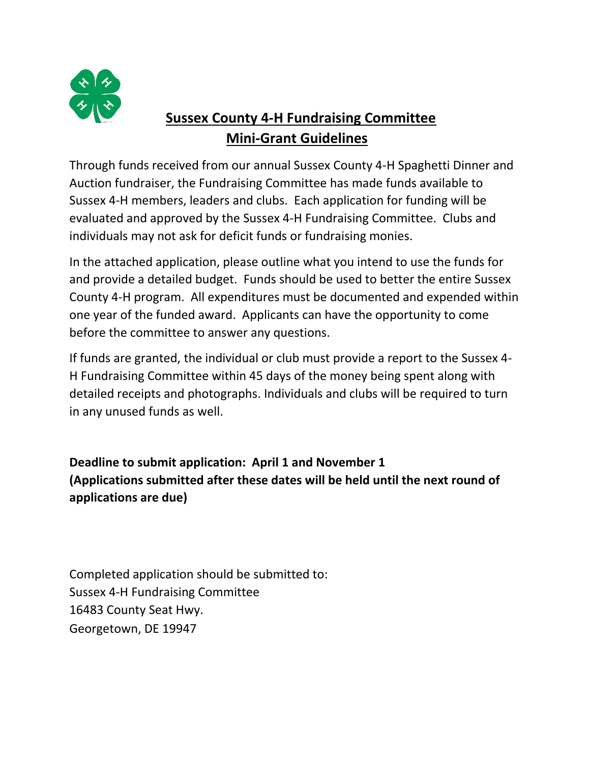# Sussex County 4-H Fundraising Committee
## Mini-Grant Guidelines

Through funds received from our annual Sussex County 4-H Spaghetti Dinner and Auction fundraiser, the Fundraising Committee has made funds available to Sussex 4-H members, leaders and clubs. Each application for funding will be evaluated and approved by the Sussex 4-H Fundraising Committee. Clubs and individuals may not ask for deficit funds or fundraising monies.

In the attached application, please outline what you intend to use the funds for and provide a detailed budget. Funds should be used to better the entire Sussex County 4-H program. All expenditures must be documented and expended within one year of the funded award. Applicants can have the opportunity to come before the committee to answer any questions.

If funds are granted, the individual or club must provide a report to the Sussex 4-H Fundraising Committee within 45 days of the money being spent along with detailed receipts and photographs. Individuals and clubs will be required to turn in any unused funds as well.

**Deadline to submit application: April 1 and November 1**
**(Applications submitted after these dates will be held until the next round of applications are due)**

Completed application should be submitted to:
Sussex 4-H Fundraising Committee
16483 County Seat Hwy.
Georgetown, DE 19947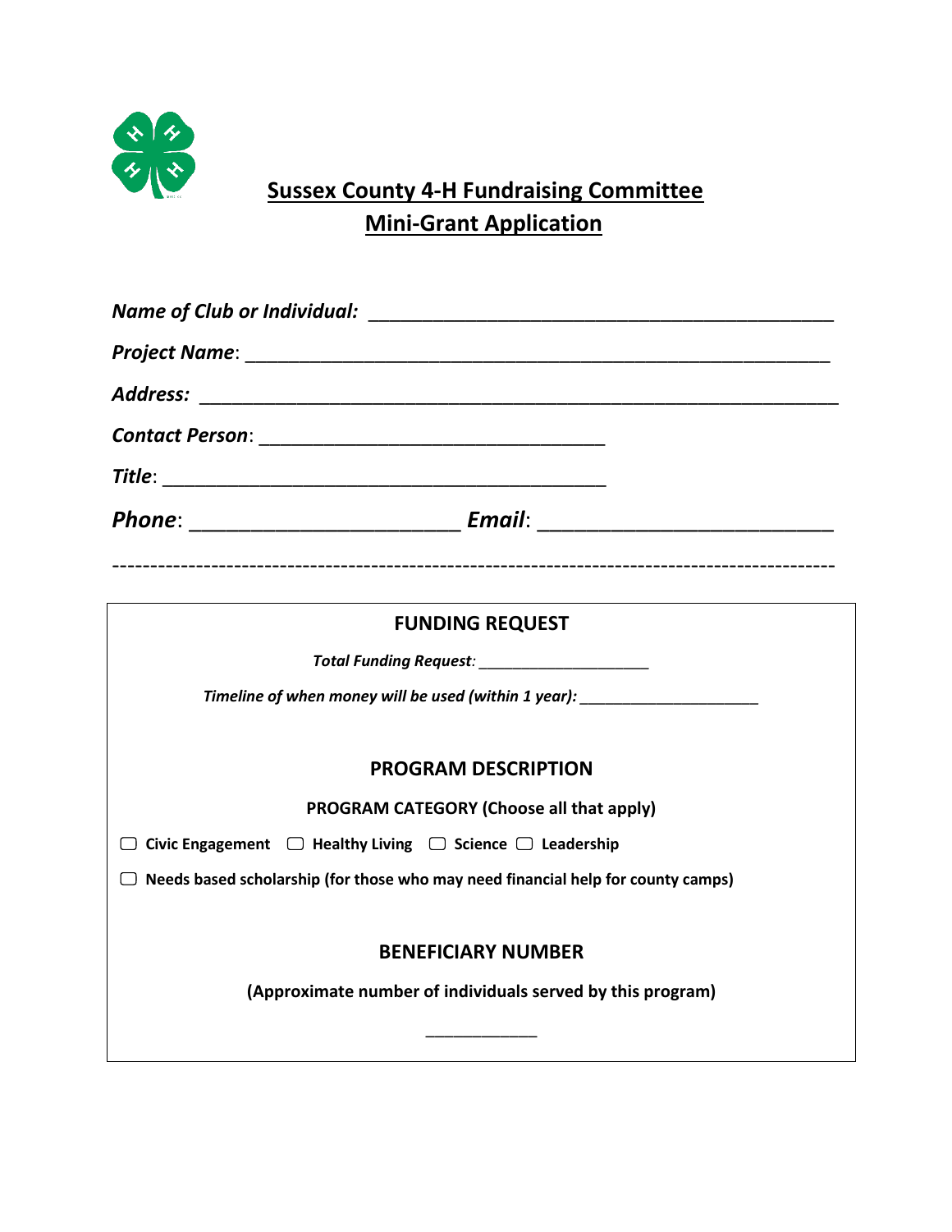# Sussex County 4-H Fundraising Committee
## Mini-Grant Application

***Name of Club or Individual:*** ___________________________________________

***Project Name***: ______________________________________________________

***Address:*** ___________________________________________________________

***Contact Person***: ________________________________

***Title***: __________________________________________

***Phone***: _________________________ ***Email***: ___________________________

-------------------------------------------------------------------------------------------

## FUNDING REQUEST

***Total Funding Request:*** ____________________

***Timeline of when money will be used (within 1 year):*** _____________________

## PROGRAM DESCRIPTION

**PROGRAM CATEGORY (Choose all that apply)**

☐ **Civic Engagement** ☐ **Healthy Living** ☐ **Science** ☐ **Leadership**

☐ **Needs based scholarship (for those who may need financial help for county camps)**

## BENEFICIARY NUMBER

**(Approximate number of individuals served by this program)**

____________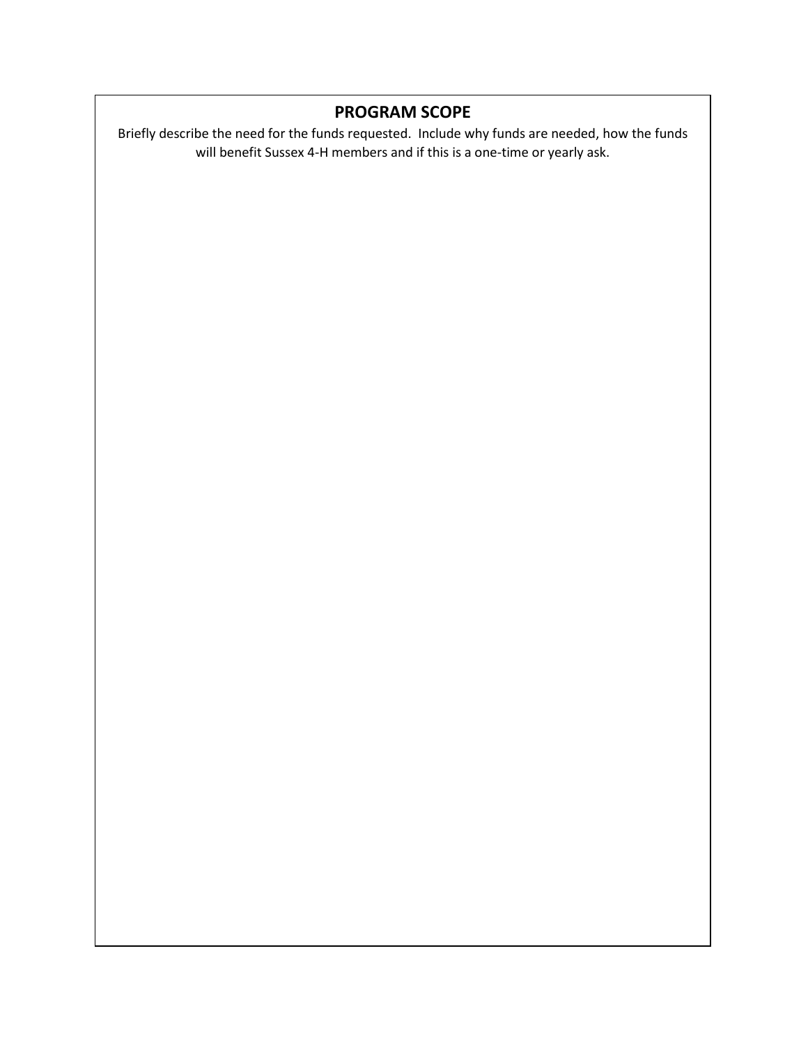## PROGRAM SCOPE

Briefly describe the need for the funds requested. Include why funds are needed, how the funds will benefit Sussex 4-H members and if this is a one-time or yearly ask.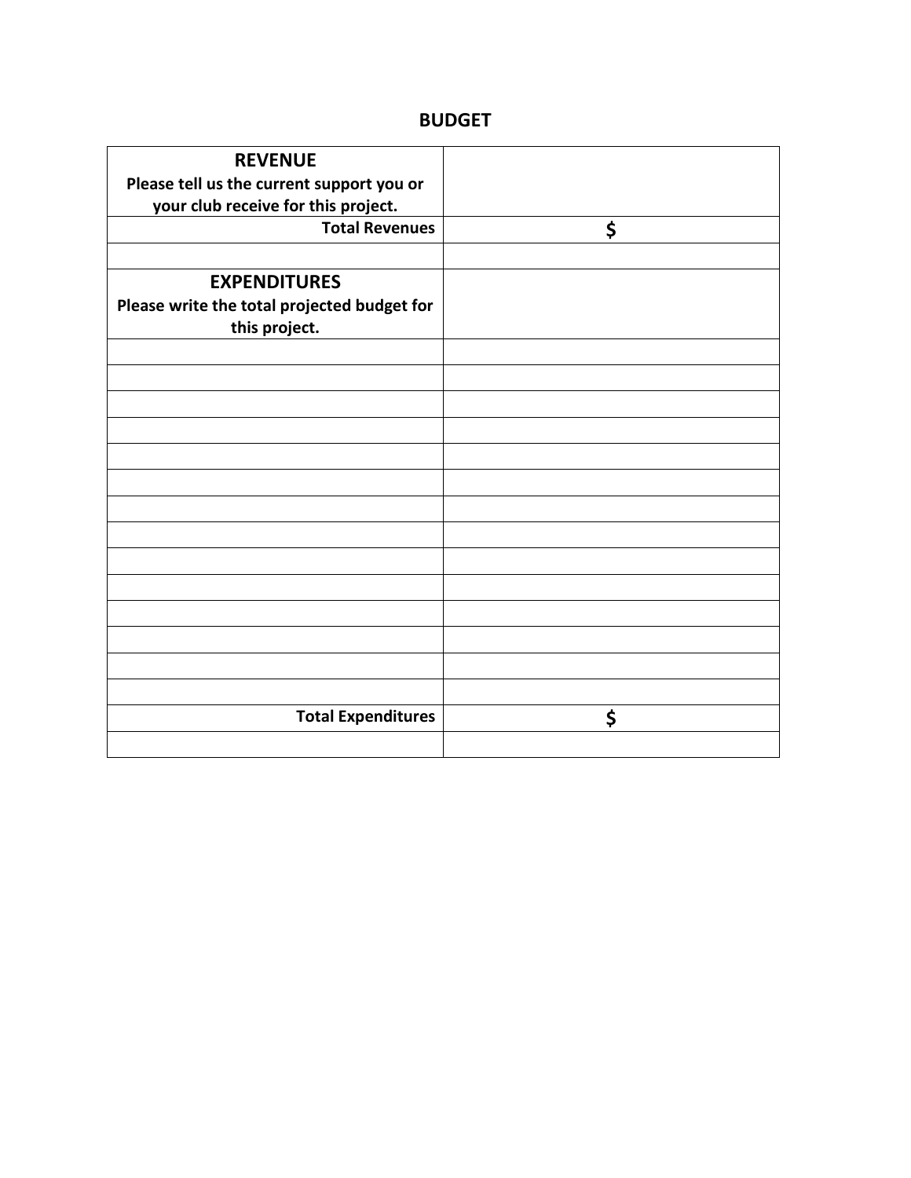## BUDGET

| **REVENUE**<br>**Please tell us the current support you or your club receive for this project.** | |
|---|---|
| **Total Revenues** | **$** |
| | |
| **EXPENDITURES**<br>**Please write the total projected budget for this project.** | |
| | |
| | |
| | |
| | |
| | |
| | |
| | |
| | |
| | |
| | |
| | |
| | |
| | |
| | |
| **Total Expenditures** | **$** |
| | |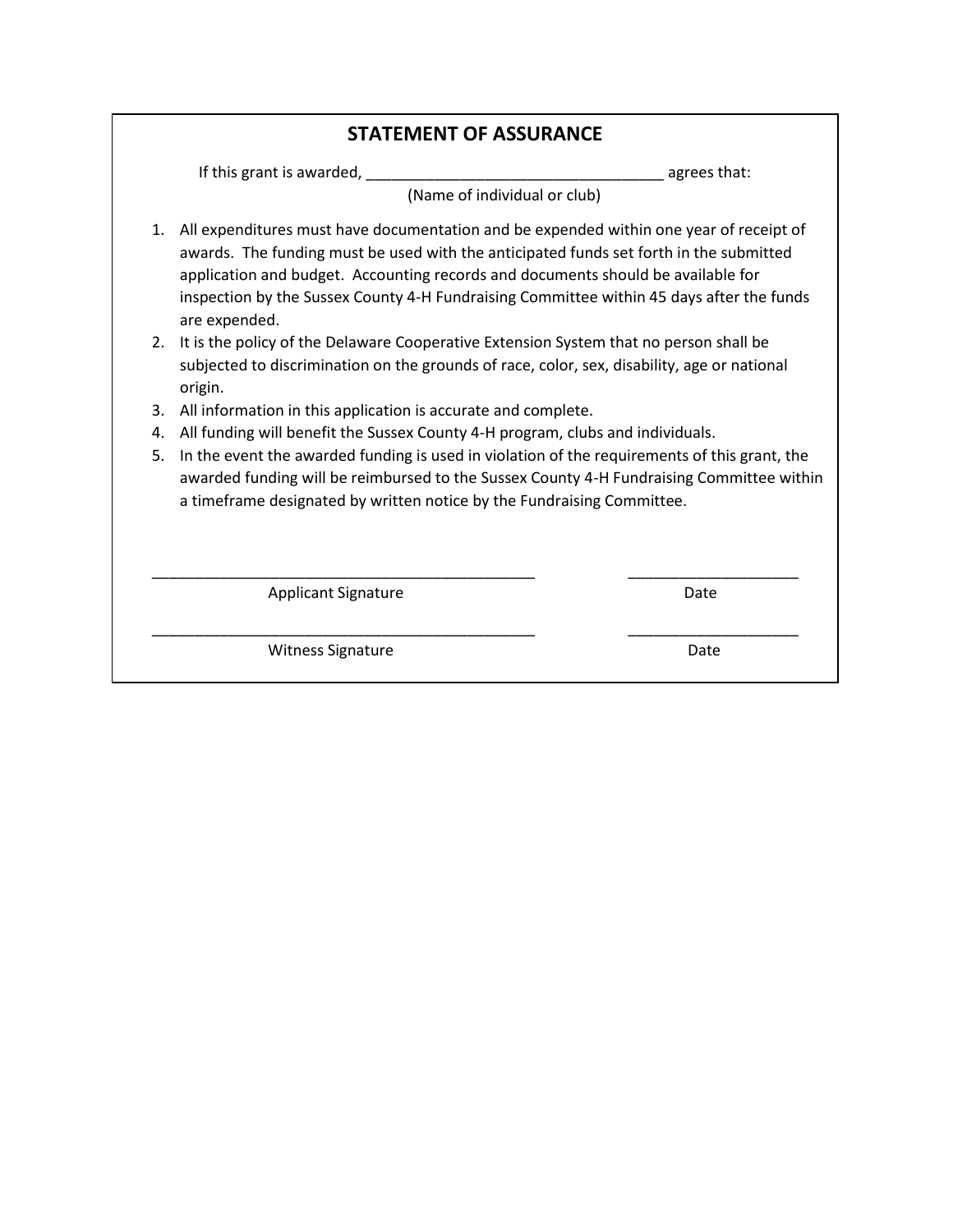## STATEMENT OF ASSURANCE

If this grant is awarded, ___________________________________ agrees that:

(Name of individual or club)

1. All expenditures must have documentation and be expended within one year of receipt of awards. The funding must be used with the anticipated funds set forth in the submitted application and budget. Accounting records and documents should be available for inspection by the Sussex County 4-H Fundraising Committee within 45 days after the funds are expended.
2. It is the policy of the Delaware Cooperative Extension System that no person shall be subjected to discrimination on the grounds of race, color, sex, disability, age or national origin.
3. All information in this application is accurate and complete.
4. All funding will benefit the Sussex County 4-H program, clubs and individuals.
5. In the event the awarded funding is used in violation of the requirements of this grant, the awarded funding will be reimbursed to the Sussex County 4-H Fundraising Committee within a timeframe designated by written notice by the Fundraising Committee.

_______________________________________________ ____________________

Applicant Signature Date

_______________________________________________ ____________________

Witness Signature Date